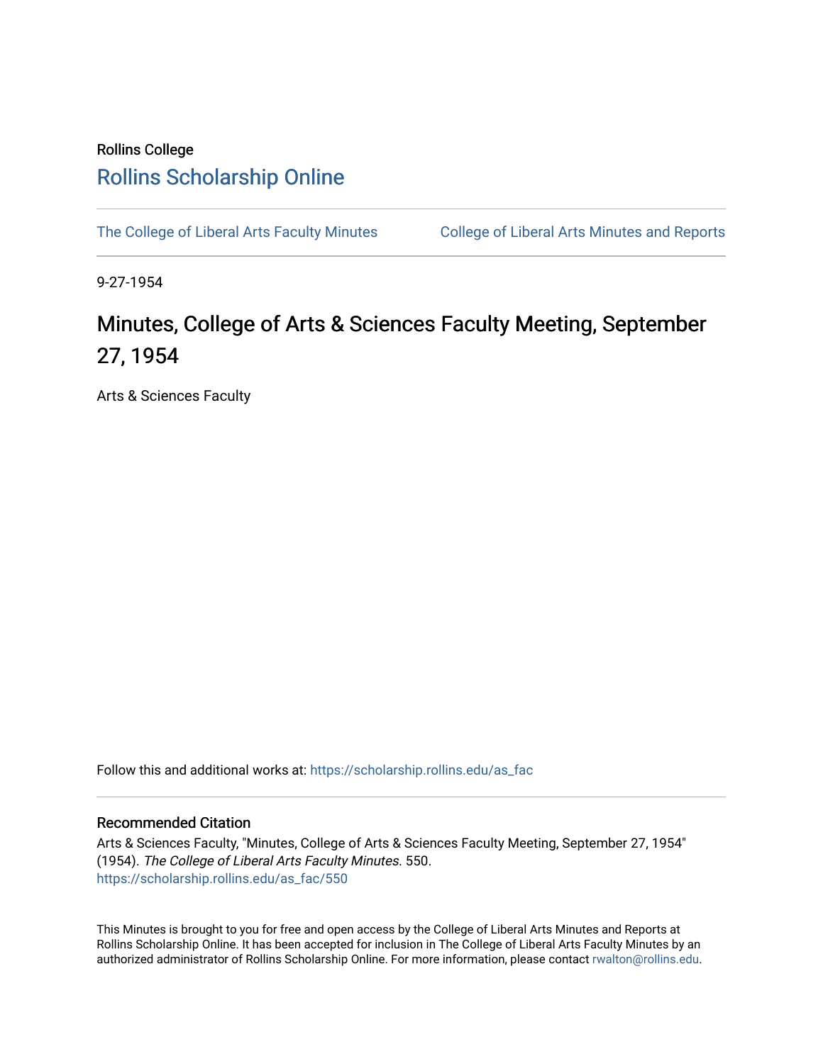Rollins College

# Rollins Scholarship Online

The College of Liberal Arts Faculty Minutes

College of Liberal Arts Minutes and Reports

9-27-1954

# Minutes, College of Arts & Sciences Faculty Meeting, September 27, 1954

Arts & Sciences Faculty

Follow this and additional works at: https://scholarship.rollins.edu/as_fac

## Recommended Citation

Arts & Sciences Faculty, "Minutes, College of Arts & Sciences Faculty Meeting, September 27, 1954" (1954). *The College of Liberal Arts Faculty Minutes*. 550.
https://scholarship.rollins.edu/as_fac/550

This Minutes is brought to you for free and open access by the College of Liberal Arts Minutes and Reports at Rollins Scholarship Online. It has been accepted for inclusion in The College of Liberal Arts Faculty Minutes by an authorized administrator of Rollins Scholarship Online. For more information, please contact rwalton@rollins.edu.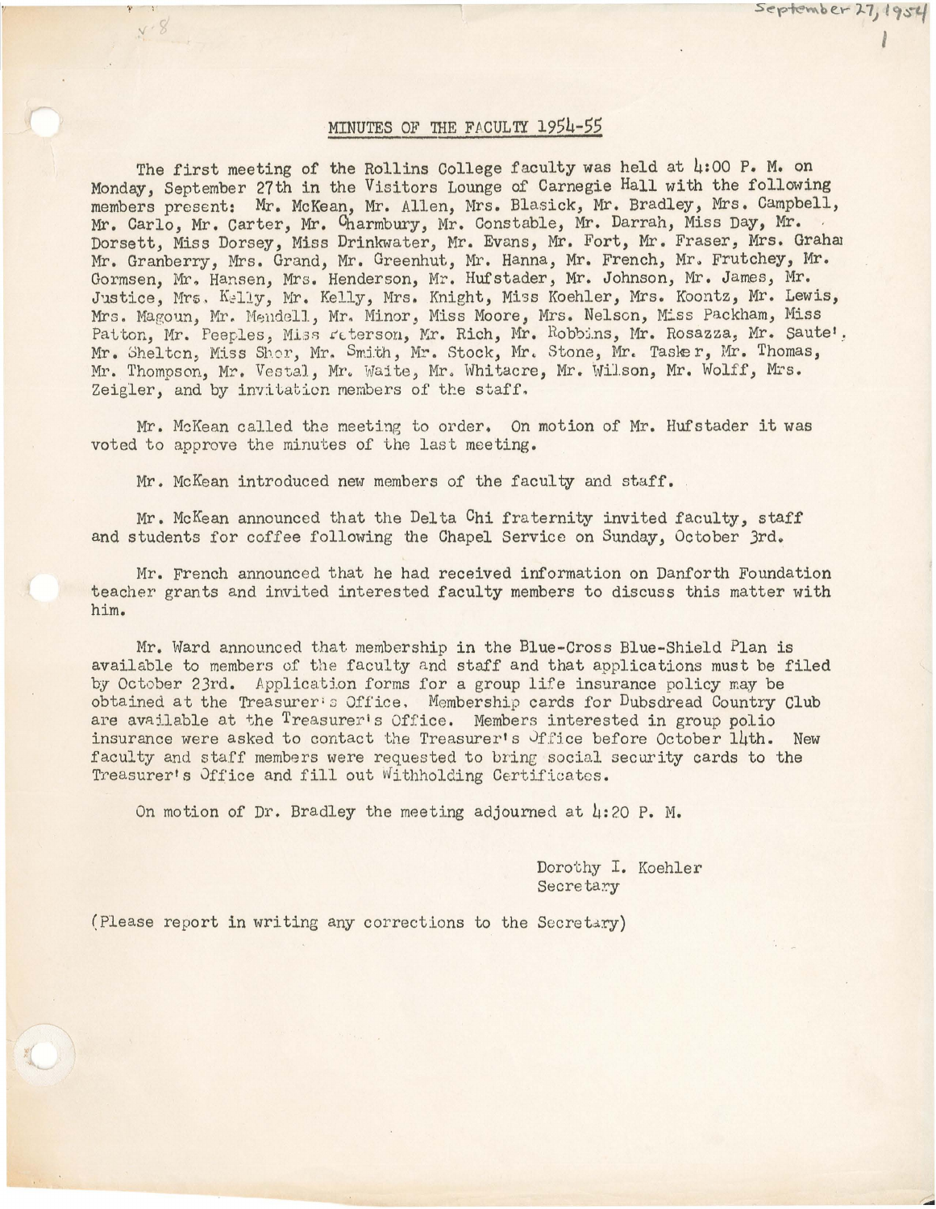September 27, 1954

## MINUTES OF THE FACULTY 1954-55

The first meeting of the Rollins College faculty was held at 4:00 P. M. on Monday, September 27th in the Visitors Lounge of Carnegie Hall with the following members present: Mr. McKean, Mr. Allen, Mrs. Blasick, Mr. Bradley, Mrs. Campbell, Mr. Carlo, Mr. Carter, Mr. Charmbury, Mr. Constable, Mr. Darrah, Miss Day, Mr. Dorsett, Miss Dorsey, Miss Drinkwater, Mr. Evans, Mr. Fort, Mr. Fraser, Mrs. Graham, Mr. Granberry, Mrs. Grand, Mr. Greenhut, Mr. Hanna, Mr. French, Mr. Frutchey, Mr. Gormsen, Mr. Hansen, Mrs. Henderson, Mr. Hufstader, Mr. Johnson, Mr. James, Mr. Justice, Mrs. Kelly, Mr. Kelly, Mrs. Knight, Miss Koehler, Mrs. Koontz, Mr. Lewis, Mrs. Magoun, Mr. Mendell, Mr. Minor, Miss Moore, Mrs. Nelson, Miss Packham, Miss Patton, Mr. Peeples, Miss Peterson, Mr. Rich, Mr. Robbins, Mr. Rosazza, Mr. Saute', Mr. Shelton, Miss Shor, Mr. Smith, Mr. Stock, Mr. Stone, Mr. Tasker, Mr. Thomas, Mr. Thompson, Mr. Vestal, Mr. Waite, Mr. Whitacre, Mr. Wilson, Mr. Wolff, Mrs. Zeigler, and by invitation members of the staff.

Mr. McKean called the meeting to order. On motion of Mr. Hufstader it was voted to approve the minutes of the last meeting.

Mr. McKean introduced new members of the faculty and staff.

Mr. McKean announced that the Delta Chi fraternity invited faculty, staff and students for coffee following the Chapel Service on Sunday, October 3rd.

Mr. French announced that he had received information on Danforth Foundation teacher grants and invited interested faculty members to discuss this matter with him.

Mr. Ward announced that membership in the Blue-Cross Blue-Shield Plan is available to members of the faculty and staff and that applications must be filed by October 23rd. Application forms for a group life insurance policy may be obtained at the Treasurer's Office. Membership cards for Dubsdread Country Club are available at the Treasurer's Office. Members interested in group polio insurance were asked to contact the Treasurer's Office before October 14th. New faculty and staff members were requested to bring social security cards to the Treasurer's Office and fill out Withholding Certificates.

On motion of Dr. Bradley the meeting adjourned at 4:20 P. M.

Dorothy I. Koehler
Secretary

(Please report in writing any corrections to the Secretary)